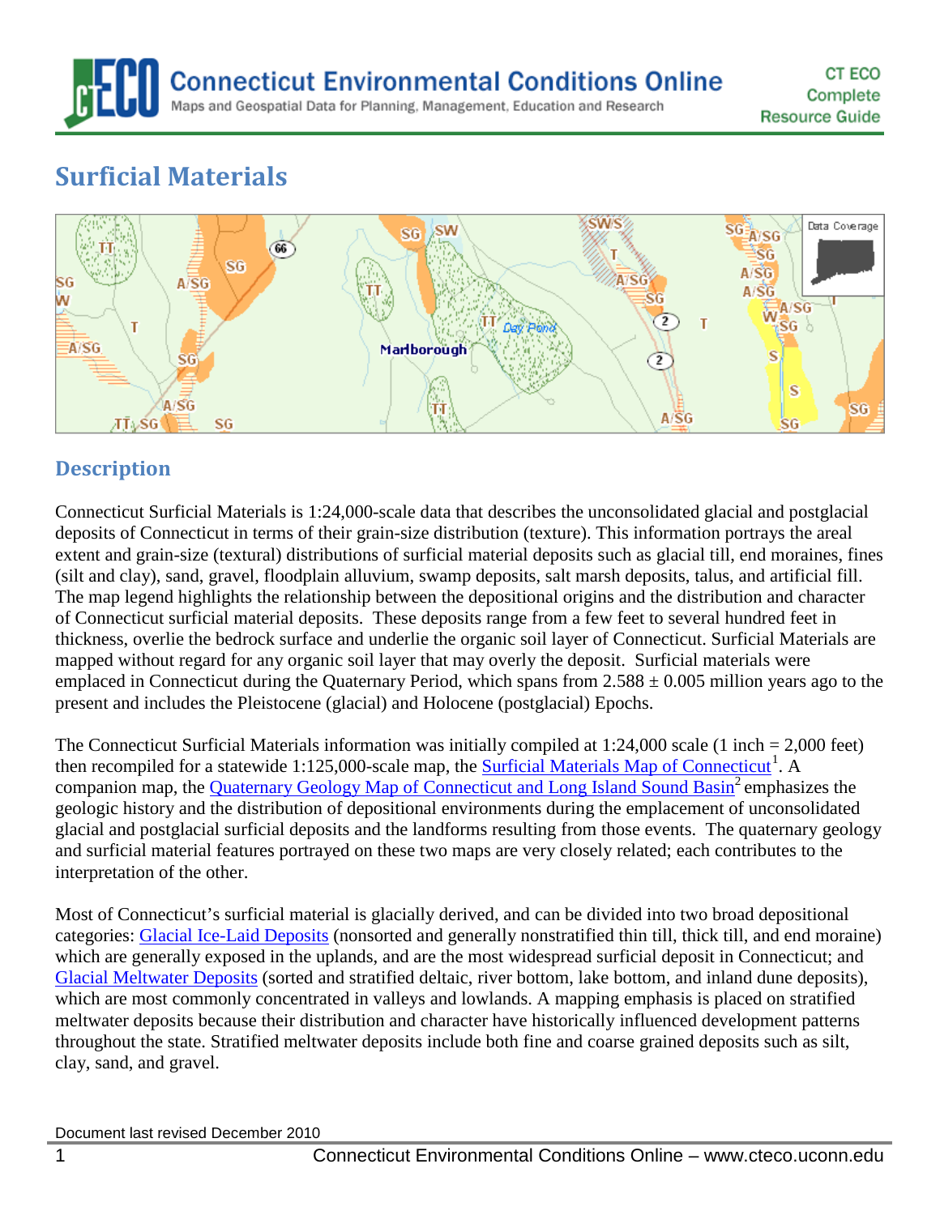# Surficial Materials

## Description

Connecticut Surficial Materials is 1:24,000-scale data that describes the unconsolidated glacial and postglacial deposits of Connecticut in terms of their grain-size distribution (texture). This information portrays the areal extent and grain-size (textural) distributions of surficial material deposits such as glacial till, end moraines, fines (silt and clay), sand, gravel, floodplain alluvium, swamp deposits, salt marsh deposits, talus, and artificial fill. The map legend highlights the relationship between the depositional origins and the distribution and character of Connecticut surficial material deposits. These deposits range from a few feet to several hundred feet in thickness, overlie the bedrock surface and underlie the organic soil layer of Connecticut. Surficial Materials are mapped without regard for any organic soil layer that may overly the deposit. Surficial materials were emplaced in Connecticut during the Quaternary Period, which spans from 2.588 ± 0.005 million years ago to the present and includes the Pleistocene (glacial) and Holocene (postglacial) Epochs.

The Connecticut Surficial Materials information was initially compiled at 1:24,000 scale (1 inch = 2,000 feet) then recompiled for a statewide 1:125,000-scale map, the Surficial Materials Map of Connecticut[1]. A companion map, the Quaternary Geology Map of Connecticut and Long Island Sound Basin[2] emphasizes the geologic history and the distribution of depositional environments during the emplacement of unconsolidated glacial and postglacial surficial deposits and the landforms resulting from those events. The quaternary geology and surficial material features portrayed on these two maps are very closely related; each contributes to the interpretation of the other.

Most of Connecticut's surficial material is glacially derived, and can be divided into two broad depositional categories: Glacial Ice-Laid Deposits (nonsorted and generally nonstratified thin till, thick till, and end moraine) which are generally exposed in the uplands, and are the most widespread surficial deposit in Connecticut; and Glacial Meltwater Deposits (sorted and stratified deltaic, river bottom, lake bottom, and inland dune deposits), which are most commonly concentrated in valleys and lowlands. A mapping emphasis is placed on stratified meltwater deposits because their distribution and character have historically influenced development patterns throughout the state. Stratified meltwater deposits include both fine and coarse grained deposits such as silt, clay, sand, and gravel.

Document last revised December 2010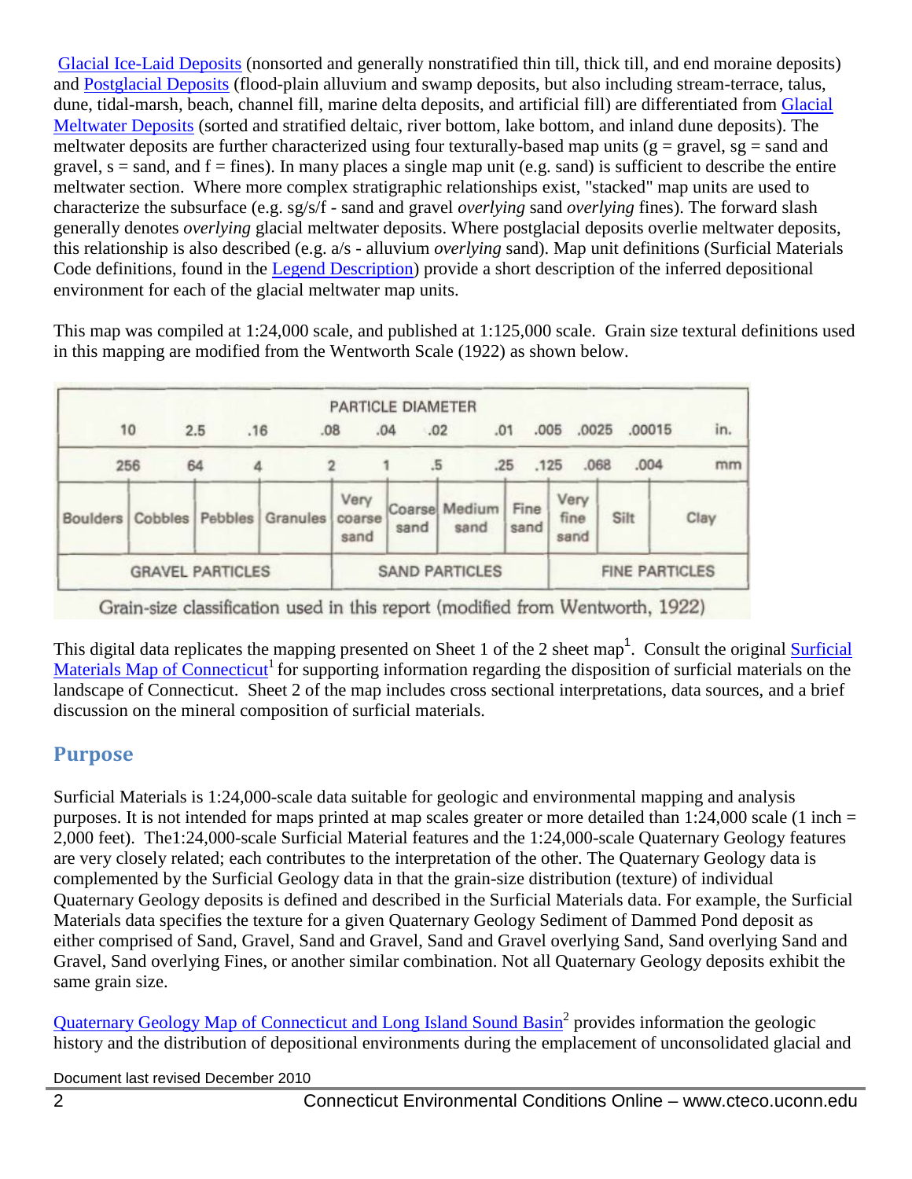[Glacial Ice-Laid Deposits](#) (nonsorted and generally nonstratified thin till, thick till, and end moraine deposits) and [Postglacial Deposits](#) (flood-plain alluvium and swamp deposits, but also including stream-terrace, talus, dune, tidal-marsh, beach, channel fill, marine delta deposits, and artificial fill) are differentiated from [Glacial Meltwater Deposits](#) (sorted and stratified deltaic, river bottom, lake bottom, and inland dune deposits). The meltwater deposits are further characterized using four texturally-based map units (g = gravel, sg = sand and gravel, s = sand, and f = fines). In many places a single map unit (e.g. sand) is sufficient to describe the entire meltwater section. Where more complex stratigraphic relationships exist, "stacked" map units are used to characterize the subsurface (e.g. sg/s/f - sand and gravel *overlying* sand *overlying* fines). The forward slash generally denotes *overlying* glacial meltwater deposits. Where postglacial deposits overlie meltwater deposits, this relationship is also described (e.g. a/s - alluvium *overlying* sand). Map unit definitions (Surficial Materials Code definitions, found in the [Legend Description](#)) provide a short description of the inferred depositional environment for each of the glacial meltwater map units.

This map was compiled at 1:24,000 scale, and published at 1:125,000 scale. Grain size textural definitions used in this mapping are modified from the Wentworth Scale (1922) as shown below.

| PARTICLE DIAMETER | | | | | | | | | | | |
|---|---|---|---|---|---|---|---|---|---|---|---|
| 10 | 2.5 | .16 | .08 | .04 | .02 | .01 | .005 | .0025 | .00015 | | in. |
| 256 | 64 | 4 | 2 | 1 | .5 | .25 | .125 | .068 | .004 | | mm |
| Boulders | Cobbles | Pebbles | Granules | Very coarse sand | Coarse sand | Medium sand | Fine sand | Very fine sand | Silt | Clay | |
| GRAVEL PARTICLES | | | | SAND PARTICLES | | | | FINE PARTICLES | | | |

Grain-size classification used in this report (modified from Wentworth, 1922)

This digital data replicates the mapping presented on Sheet 1 of the 2 sheet map[1]. Consult the original [Surficial Materials Map of Connecticut](#)[1] for supporting information regarding the disposition of surficial materials on the landscape of Connecticut. Sheet 2 of the map includes cross sectional interpretations, data sources, and a brief discussion on the mineral composition of surficial materials.

## Purpose

Surficial Materials is 1:24,000-scale data suitable for geologic and environmental mapping and analysis purposes. It is not intended for maps printed at map scales greater or more detailed than 1:24,000 scale (1 inch = 2,000 feet). The1:24,000-scale Surficial Material features and the 1:24,000-scale Quaternary Geology features are very closely related; each contributes to the interpretation of the other. The Quaternary Geology data is complemented by the Surficial Geology data in that the grain-size distribution (texture) of individual Quaternary Geology deposits is defined and described in the Surficial Materials data. For example, the Surficial Materials data specifies the texture for a given Quaternary Geology Sediment of Dammed Pond deposit as either comprised of Sand, Gravel, Sand and Gravel, Sand and Gravel overlying Sand, Sand overlying Sand and Gravel, Sand overlying Fines, or another similar combination. Not all Quaternary Geology deposits exhibit the same grain size.

[Quaternary Geology Map of Connecticut and Long Island Sound Basin](#)[2] provides information the geologic history and the distribution of depositional environments during the emplacement of unconsolidated glacial and

Document last revised December 2010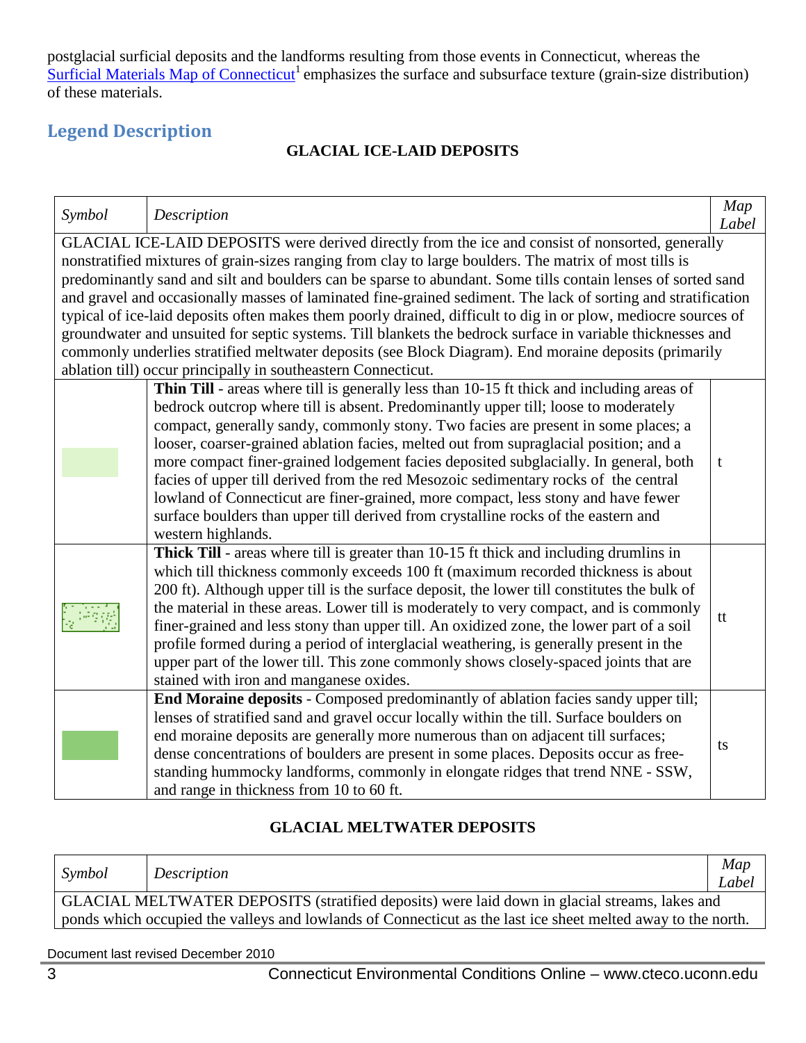postglacial surficial deposits and the landforms resulting from those events in Connecticut, whereas the Surficial Materials Map of Connecticut[1] emphasizes the surface and subsurface texture (grain-size distribution) of these materials.

## Legend Description

### GLACIAL ICE-LAID DEPOSITS

| *Symbol* | *Description* | *Map Label* |
|---|---|---|
| GLACIAL ICE-LAID DEPOSITS were derived directly from the ice and consist of nonsorted, generally nonstratified mixtures of grain-sizes ranging from clay to large boulders. The matrix of most tills is predominantly sand and silt and boulders can be sparse to abundant. Some tills contain lenses of sorted sand and gravel and occasionally masses of laminated fine-grained sediment. The lack of sorting and stratification typical of ice-laid deposits often makes them poorly drained, difficult to dig in or plow, mediocre sources of groundwater and unsuited for septic systems. Till blankets the bedrock surface in variable thicknesses and commonly underlies stratified meltwater deposits (see Block Diagram). End moraine deposits (primarily ablation till) occur principally in southeastern Connecticut. | | |
| | **Thin Till** - areas where till is generally less than 10-15 ft thick and including areas of bedrock outcrop where till is absent. Predominantly upper till; loose to moderately compact, generally sandy, commonly stony. Two facies are present in some places; a looser, coarser-grained ablation facies, melted out from supraglacial position; and a more compact finer-grained lodgement facies deposited subglacially. In general, both facies of upper till derived from the red Mesozoic sedimentary rocks of the central lowland of Connecticut are finer-grained, more compact, less stony and have fewer surface boulders than upper till derived from crystalline rocks of the eastern and western highlands. | t |
| | **Thick Till** - areas where till is greater than 10-15 ft thick and including drumlins in which till thickness commonly exceeds 100 ft (maximum recorded thickness is about 200 ft). Although upper till is the surface deposit, the lower till constitutes the bulk of the material in these areas. Lower till is moderately to very compact, and is commonly finer-grained and less stony than upper till. An oxidized zone, the lower part of a soil profile formed during a period of interglacial weathering, is generally present in the upper part of the lower till. This zone commonly shows closely-spaced joints that are stained with iron and manganese oxides. | tt |
| | **End Moraine deposits** - Composed predominantly of ablation facies sandy upper till; lenses of stratified sand and gravel occur locally within the till. Surface boulders on end moraine deposits are generally more numerous than on adjacent till surfaces; dense concentrations of boulders are present in some places. Deposits occur as free-standing hummocky landforms, commonly in elongate ridges that trend NNE - SSW, and range in thickness from 10 to 60 ft. | ts |

### GLACIAL MELTWATER DEPOSITS

| *Symbol* | *Description* | *Map Label* |
|---|---|---|
| GLACIAL MELTWATER DEPOSITS (stratified deposits) were laid down in glacial streams, lakes and ponds which occupied the valleys and lowlands of Connecticut as the last ice sheet melted away to the north. | | |

Document last revised December 2010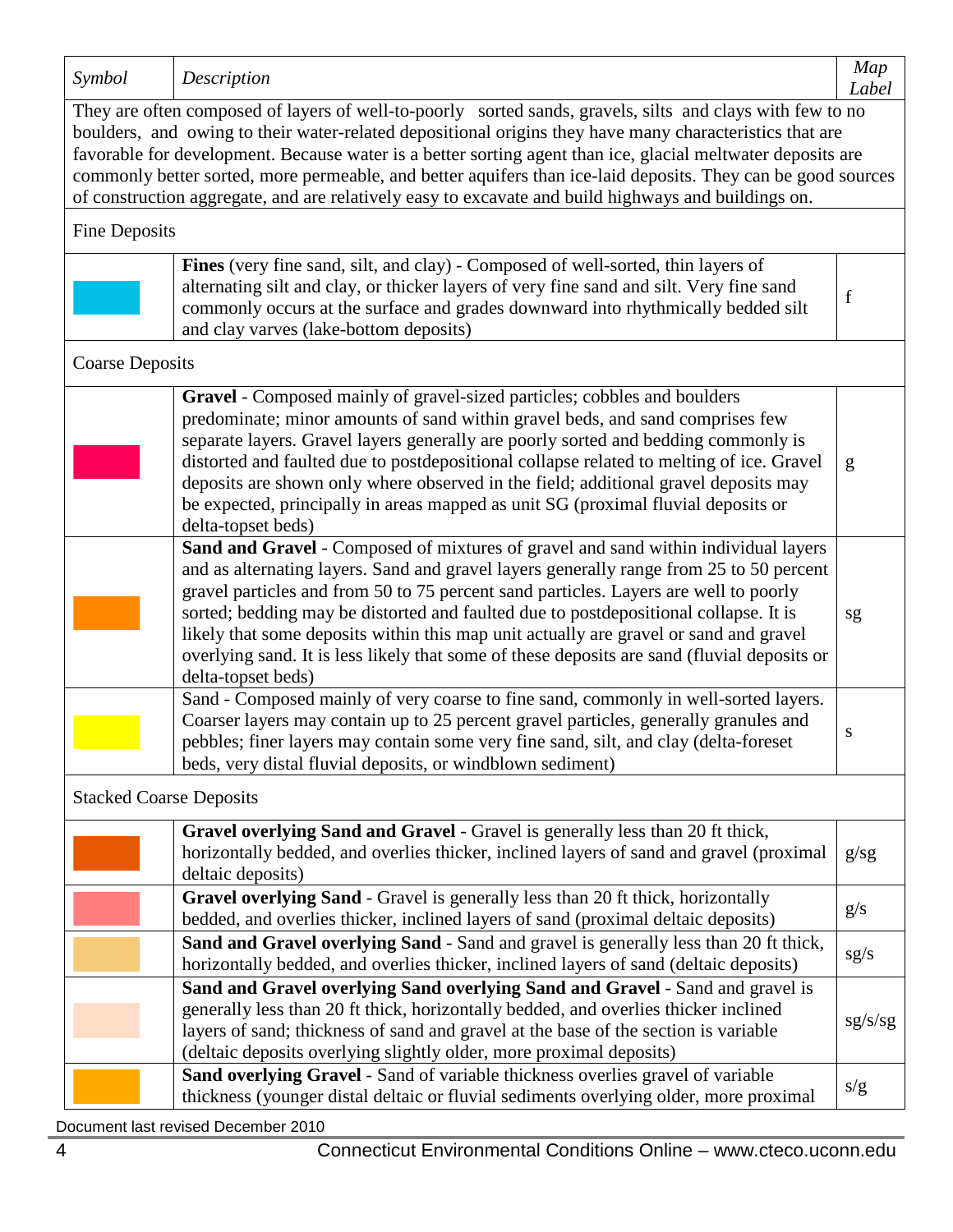| *Symbol* | *Description* | *Map Label* |
|---|---|---|
| They are often composed of layers of well-to-poorly sorted sands, gravels, silts and clays with few to no boulders, and owing to their water-related depositional origins they have many characteristics that are favorable for development. Because water is a better sorting agent than ice, glacial meltwater deposits are commonly better sorted, more permeable, and better aquifers than ice-laid deposits. They can be good sources of construction aggregate, and are relatively easy to excavate and build highways and buildings on. | | |
| Fine Deposits | | |
| | **Fines** (very fine sand, silt, and clay) - Composed of well-sorted, thin layers of alternating silt and clay, or thicker layers of very fine sand and silt. Very fine sand commonly occurs at the surface and grades downward into rhythmically bedded silt and clay varves (lake-bottom deposits) | f |
| Coarse Deposits | | |
| | **Gravel** - Composed mainly of gravel-sized particles; cobbles and boulders predominate; minor amounts of sand within gravel beds, and sand comprises few separate layers. Gravel layers generally are poorly sorted and bedding commonly is distorted and faulted due to postdepositional collapse related to melting of ice. Gravel deposits are shown only where observed in the field; additional gravel deposits may be expected, principally in areas mapped as unit SG (proximal fluvial deposits or delta-topset beds) | g |
| | **Sand and Gravel** - Composed of mixtures of gravel and sand within individual layers and as alternating layers. Sand and gravel layers generally range from 25 to 50 percent gravel particles and from 50 to 75 percent sand particles. Layers are well to poorly sorted; bedding may be distorted and faulted due to postdepositional collapse. It is likely that some deposits within this map unit actually are gravel or sand and gravel overlying sand. It is less likely that some of these deposits are sand (fluvial deposits or delta-topset beds) | sg |
| | Sand - Composed mainly of very coarse to fine sand, commonly in well-sorted layers. Coarser layers may contain up to 25 percent gravel particles, generally granules and pebbles; finer layers may contain some very fine sand, silt, and clay (delta-foreset beds, very distal fluvial deposits, or windblown sediment) | s |
| Stacked Coarse Deposits | | |
| | **Gravel overlying Sand and Gravel** - Gravel is generally less than 20 ft thick, horizontally bedded, and overlies thicker, inclined layers of sand and gravel (proximal deltaic deposits) | g/sg |
| | **Gravel overlying Sand** - Gravel is generally less than 20 ft thick, horizontally bedded, and overlies thicker, inclined layers of sand (proximal deltaic deposits) | g/s |
| | **Sand and Gravel overlying Sand** - Sand and gravel is generally less than 20 ft thick, horizontally bedded, and overlies thicker, inclined layers of sand (deltaic deposits) | sg/s |
| | **Sand and Gravel overlying Sand overlying Sand and Gravel** - Sand and gravel is generally less than 20 ft thick, horizontally bedded, and overlies thicker inclined layers of sand; thickness of sand and gravel at the base of the section is variable (deltaic deposits overlying slightly older, more proximal deposits) | sg/s/sg |
| | **Sand overlying Gravel** - Sand of variable thickness overlies gravel of variable thickness (younger distal deltaic or fluvial sediments overlying older, more proximal | s/g |

Document last revised December 2010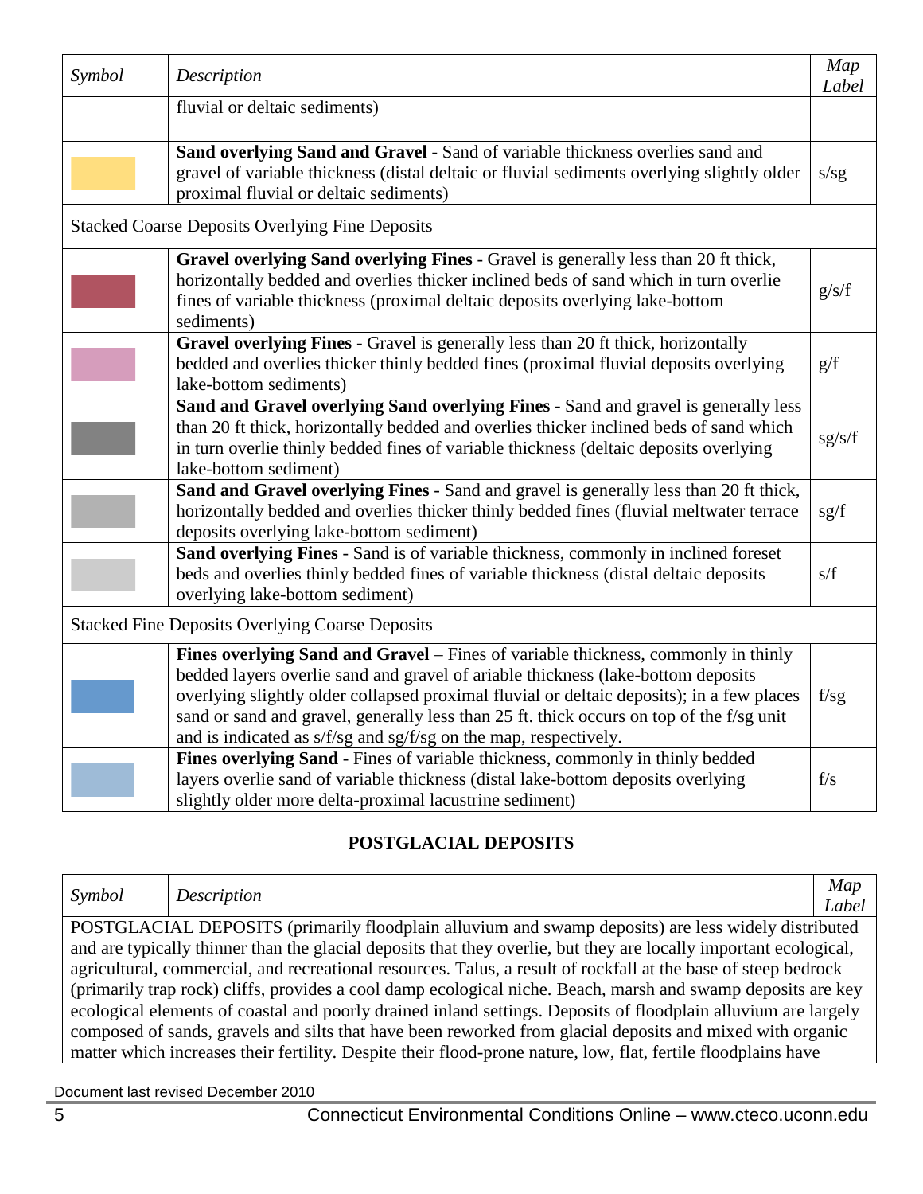| Symbol | Description | Map Label |
|---|---|---|
| | fluvial or deltaic sediments) | |
| | **Sand overlying Sand and Gravel** - Sand of variable thickness overlies sand and gravel of variable thickness (distal deltaic or fluvial sediments overlying slightly older proximal fluvial or deltaic sediments) | s/sg |
| Stacked Coarse Deposits Overlying Fine Deposits | | |
| | **Gravel overlying Sand overlying Fines** - Gravel is generally less than 20 ft thick, horizontally bedded and overlies thicker inclined beds of sand which in turn overlie fines of variable thickness (proximal deltaic deposits overlying lake-bottom sediments) | g/s/f |
| | **Gravel overlying Fines** - Gravel is generally less than 20 ft thick, horizontally bedded and overlies thicker thinly bedded fines (proximal fluvial deposits overlying lake-bottom sediments) | g/f |
| | **Sand and Gravel overlying Sand overlying Fines** - Sand and gravel is generally less than 20 ft thick, horizontally bedded and overlies thicker inclined beds of sand which in turn overlie thinly bedded fines of variable thickness (deltaic deposits overlying lake-bottom sediment) | sg/s/f |
| | **Sand and Gravel overlying Fines** - Sand and gravel is generally less than 20 ft thick, horizontally bedded and overlies thicker thinly bedded fines (fluvial meltwater terrace deposits overlying lake-bottom sediment) | sg/f |
| | **Sand overlying Fines** - Sand is of variable thickness, commonly in inclined foreset beds and overlies thinly bedded fines of variable thickness (distal deltaic deposits overlying lake-bottom sediment) | s/f |
| Stacked Fine Deposits Overlying Coarse Deposits | | |
| | **Fines overlying Sand and Gravel** – Fines of variable thickness, commonly in thinly bedded layers overlie sand and gravel of ariable thickness (lake-bottom deposits overlying slightly older collapsed proximal fluvial or deltaic deposits); in a few places sand or sand and gravel, generally less than 25 ft. thick occurs on top of the f/sg unit and is indicated as s/f/sg and sg/f/sg on the map, respectively. | f/sg |
| | **Fines overlying Sand** - Fines of variable thickness, commonly in thinly bedded layers overlie sand of variable thickness (distal lake-bottom deposits overlying slightly older more delta-proximal lacustrine sediment) | f/s |

## POSTGLACIAL DEPOSITS

| Symbol | Description | Map Label |
|---|---|---|
| POSTGLACIAL DEPOSITS (primarily floodplain alluvium and swamp deposits) are less widely distributed and are typically thinner than the glacial deposits that they overlie, but they are locally important ecological, agricultural, commercial, and recreational resources. Talus, a result of rockfall at the base of steep bedrock (primarily trap rock) cliffs, provides a cool damp ecological niche. Beach, marsh and swamp deposits are key ecological elements of coastal and poorly drained inland settings. Deposits of floodplain alluvium are largely composed of sands, gravels and silts that have been reworked from glacial deposits and mixed with organic matter which increases their fertility. Despite their flood-prone nature, low, flat, fertile floodplains have | | |

Document last revised December 2010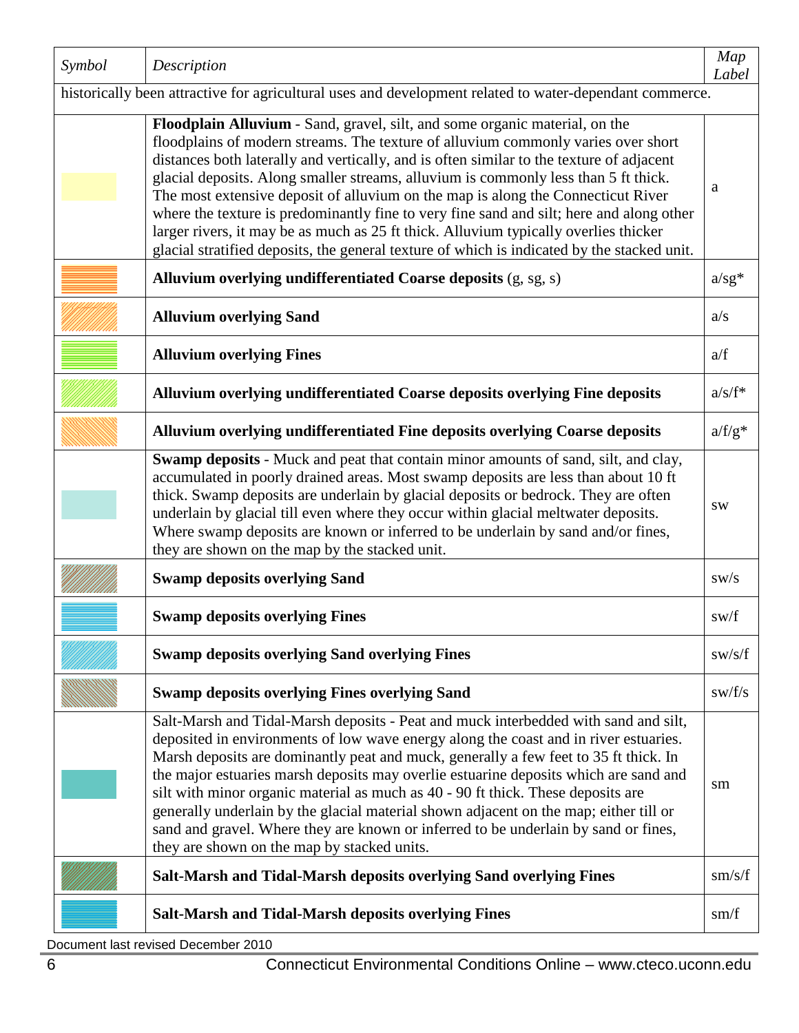| *Symbol* | *Description* | *Map Label* |
|---|---|---|
| historically been attractive for agricultural uses and development related to water-dependant commerce. | | |
| | **Floodplain Alluvium** - Sand, gravel, silt, and some organic material, on the floodplains of modern streams. The texture of alluvium commonly varies over short distances both laterally and vertically, and is often similar to the texture of adjacent glacial deposits. Along smaller streams, alluvium is commonly less than 5 ft thick. The most extensive deposit of alluvium on the map is along the Connecticut River where the texture is predominantly fine to very fine sand and silt; here and along other larger rivers, it may be as much as 25 ft thick. Alluvium typically overlies thicker glacial stratified deposits, the general texture of which is indicated by the stacked unit. | a |
| | **Alluvium overlying undifferentiated Coarse deposits** (g, sg, s) | a/sg* |
| | **Alluvium overlying Sand** | a/s |
| | **Alluvium overlying Fines** | a/f |
| | **Alluvium overlying undifferentiated Coarse deposits overlying Fine deposits** | a/s/f* |
| | **Alluvium overlying undifferentiated Fine deposits overlying Coarse deposits** | a/f/g* |
| | **Swamp deposits** - Muck and peat that contain minor amounts of sand, silt, and clay, accumulated in poorly drained areas. Most swamp deposits are less than about 10 ft thick. Swamp deposits are underlain by glacial deposits or bedrock. They are often underlain by glacial till even where they occur within glacial meltwater deposits. Where swamp deposits are known or inferred to be underlain by sand and/or fines, they are shown on the map by the stacked unit. | sw |
| | **Swamp deposits overlying Sand** | sw/s |
| | **Swamp deposits overlying Fines** | sw/f |
| | **Swamp deposits overlying Sand overlying Fines** | sw/s/f |
| | **Swamp deposits overlying Fines overlying Sand** | sw/f/s |
| | Salt-Marsh and Tidal-Marsh deposits - Peat and muck interbedded with sand and silt, deposited in environments of low wave energy along the coast and in river estuaries. Marsh deposits are dominantly peat and muck, generally a few feet to 35 ft thick. In the major estuaries marsh deposits may overlie estuarine deposits which are sand and silt with minor organic material as much as 40 - 90 ft thick. These deposits are generally underlain by the glacial material shown adjacent on the map; either till or sand and gravel. Where they are known or inferred to be underlain by sand or fines, they are shown on the map by stacked units. | sm |
| | **Salt-Marsh and Tidal-Marsh deposits overlying Sand overlying Fines** | sm/s/f |
| | **Salt-Marsh and Tidal-Marsh deposits overlying Fines** | sm/f |

Document last revised December 2010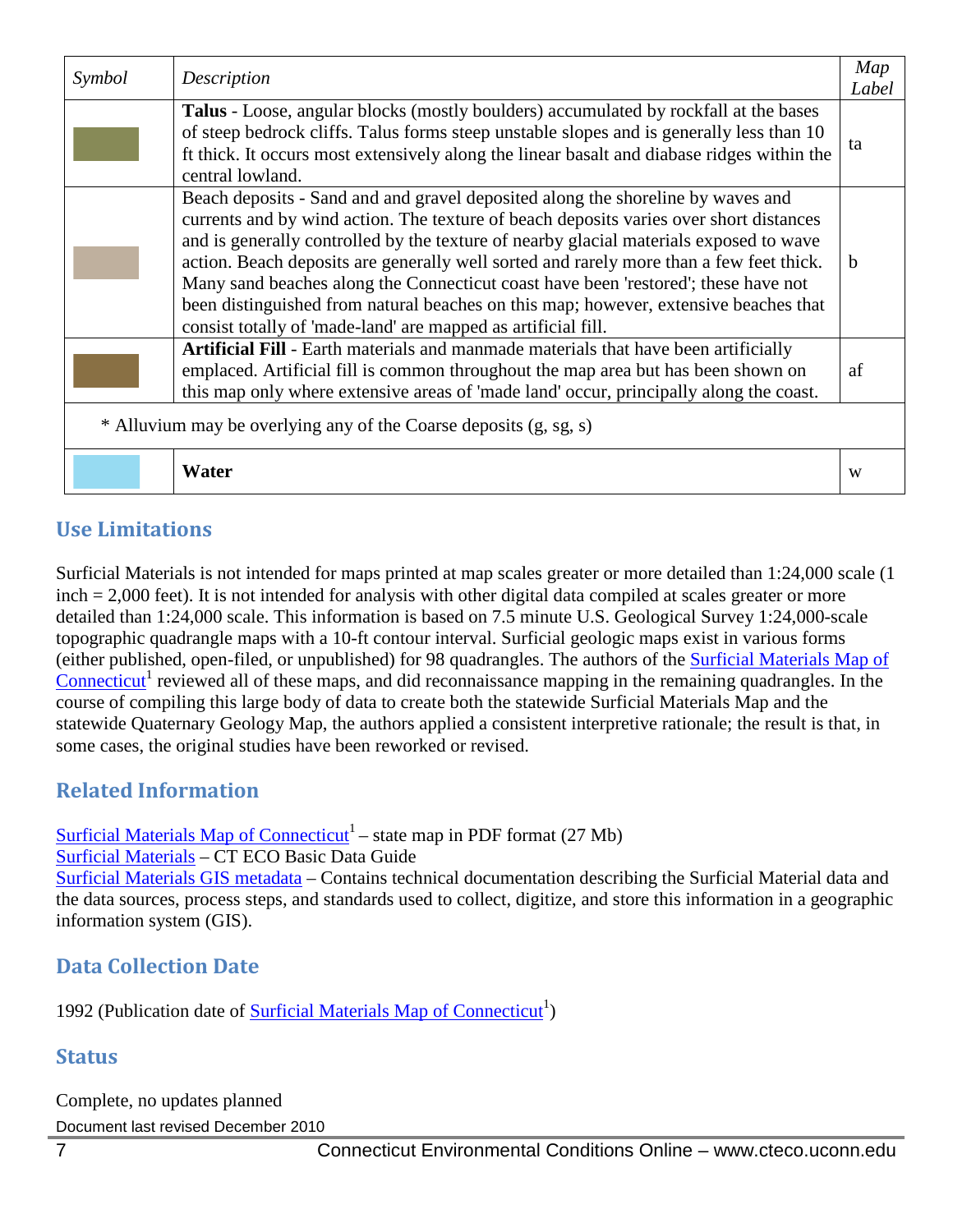| *Symbol* | *Description* | *Map Label* |
|---|---|---|
| | **Talus** - Loose, angular blocks (mostly boulders) accumulated by rockfall at the bases of steep bedrock cliffs. Talus forms steep unstable slopes and is generally less than 10 ft thick. It occurs most extensively along the linear basalt and diabase ridges within the central lowland. | ta |
| | Beach deposits - Sand and and gravel deposited along the shoreline by waves and currents and by wind action. The texture of beach deposits varies over short distances and is generally controlled by the texture of nearby glacial materials exposed to wave action. Beach deposits are generally well sorted and rarely more than a few feet thick. Many sand beaches along the Connecticut coast have been 'restored'; these have not been distinguished from natural beaches on this map; however, extensive beaches that consist totally of 'made-land' are mapped as artificial fill. | b |
| | **Artificial Fill** - Earth materials and manmade materials that have been artificially emplaced. Artificial fill is common throughout the map area but has been shown on this map only where extensive areas of 'made land' occur, principally along the coast. | af |
| * Alluvium may be overlying any of the Coarse deposits (g, sg, s) | | |
| | **Water** | w |

## Use Limitations

Surficial Materials is not intended for maps printed at map scales greater or more detailed than 1:24,000 scale (1 inch = 2,000 feet). It is not intended for analysis with other digital data compiled at scales greater or more detailed than 1:24,000 scale. This information is based on 7.5 minute U.S. Geological Survey 1:24,000-scale topographic quadrangle maps with a 10-ft contour interval. Surficial geologic maps exist in various forms (either published, open-filed, or unpublished) for 98 quadrangles. The authors of the Surficial Materials Map of Connecticut[1] reviewed all of these maps, and did reconnaissance mapping in the remaining quadrangles. In the course of compiling this large body of data to create both the statewide Surficial Materials Map and the statewide Quaternary Geology Map, the authors applied a consistent interpretive rationale; the result is that, in some cases, the original studies have been reworked or revised.

## Related Information

Surficial Materials Map of Connecticut[1] – state map in PDF format (27 Mb)
Surficial Materials – CT ECO Basic Data Guide
Surficial Materials GIS metadata – Contains technical documentation describing the Surficial Material data and the data sources, process steps, and standards used to collect, digitize, and store this information in a geographic information system (GIS).

## Data Collection Date

1992 (Publication date of Surficial Materials Map of Connecticut[1])

## Status

Complete, no updates planned

Document last revised December 2010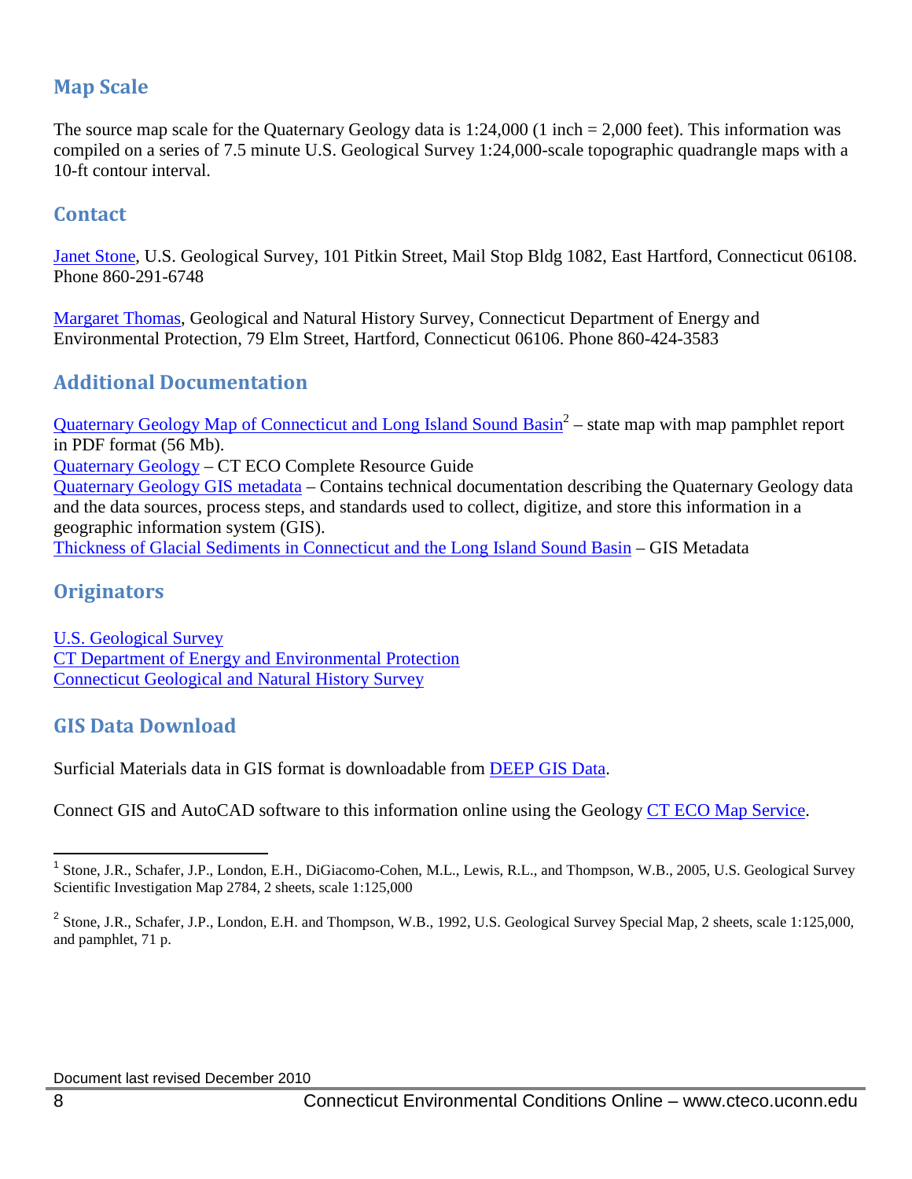## Map Scale

The source map scale for the Quaternary Geology data is 1:24,000 (1 inch = 2,000 feet). This information was compiled on a series of 7.5 minute U.S. Geological Survey 1:24,000-scale topographic quadrangle maps with a 10-ft contour interval.

## Contact

Janet Stone, U.S. Geological Survey, 101 Pitkin Street, Mail Stop Bldg 1082, East Hartford, Connecticut 06108. Phone 860-291-6748

Margaret Thomas, Geological and Natural History Survey, Connecticut Department of Energy and Environmental Protection, 79 Elm Street, Hartford, Connecticut 06106. Phone 860-424-3583

## Additional Documentation

Quaternary Geology Map of Connecticut and Long Island Sound Basin[2] – state map with map pamphlet report in PDF format (56 Mb).
Quaternary Geology – CT ECO Complete Resource Guide
Quaternary Geology GIS metadata – Contains technical documentation describing the Quaternary Geology data and the data sources, process steps, and standards used to collect, digitize, and store this information in a geographic information system (GIS).
Thickness of Glacial Sediments in Connecticut and the Long Island Sound Basin – GIS Metadata

## Originators

U.S. Geological Survey
CT Department of Energy and Environmental Protection
Connecticut Geological and Natural History Survey

## GIS Data Download

Surficial Materials data in GIS format is downloadable from DEEP GIS Data.

Connect GIS and AutoCAD software to this information online using the Geology CT ECO Map Service.

---

[1] Stone, J.R., Schafer, J.P., London, E.H., DiGiacomo-Cohen, M.L., Lewis, R.L., and Thompson, W.B., 2005, U.S. Geological Survey Scientific Investigation Map 2784, 2 sheets, scale 1:125,000

[2] Stone, J.R., Schafer, J.P., London, E.H. and Thompson, W.B., 1992, U.S. Geological Survey Special Map, 2 sheets, scale 1:125,000, and pamphlet, 71 p.

Document last revised December 2010